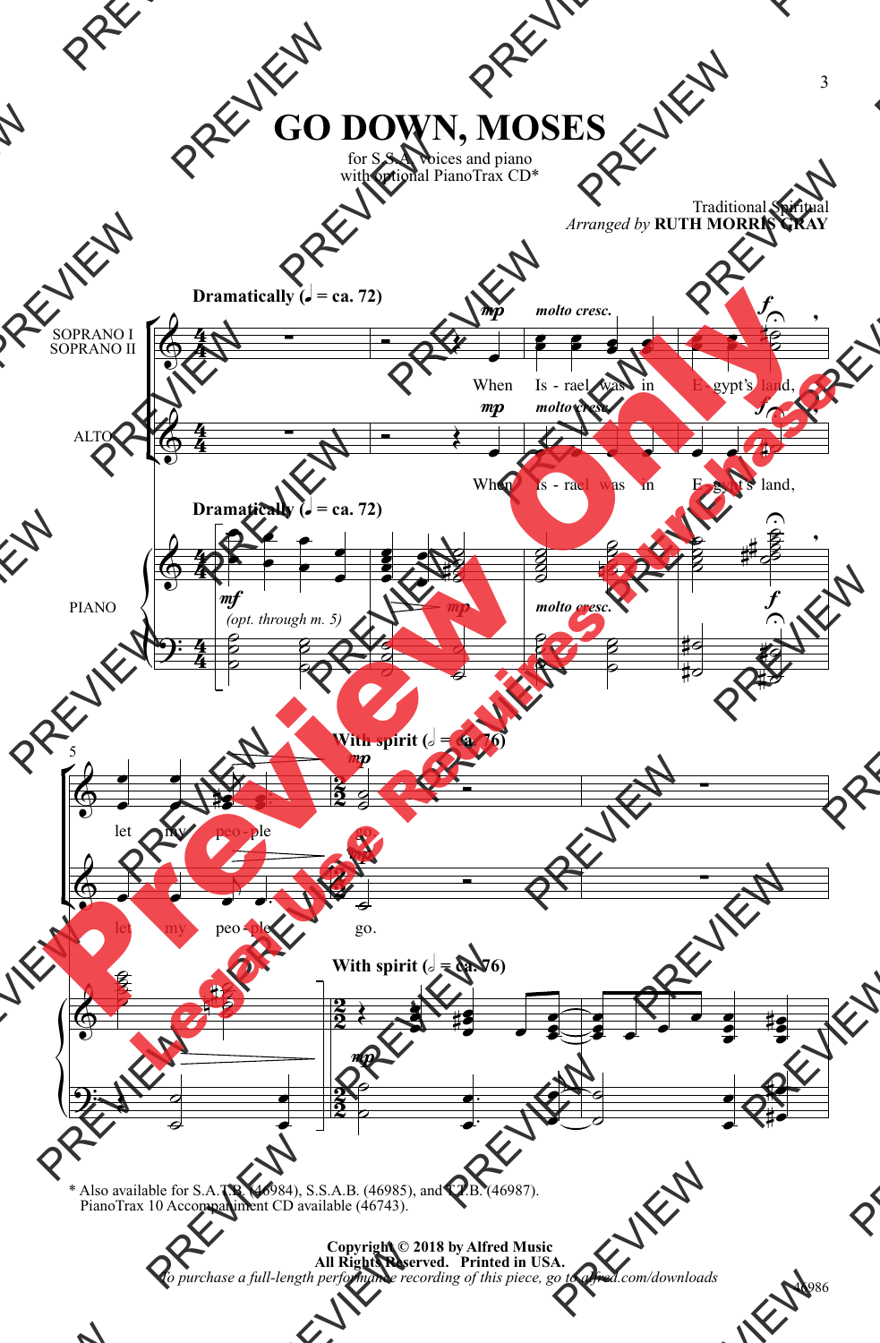# GO DOWN, MOSES

for S.S.A. voices and piano
with optional PianoTrax CD*

Traditional Spiritual
*Arranged by* **RUTH MORRIS GRAY**

**Dramatically (♩ = ca. 72)**

SOPRANO I
SOPRANO II

ALTO

PIANO

*mp* *molto cresc.* *f*

When Is - rael was in E - gypt's land,

let my peo - ple go.

*mf* *(opt. through m. 5)* *mp* *molto cresc.* *f*

**With spirit (𝅗𝅥 = ca. 76)**

*mp*

\* Also available for S.A.T.B. (46984), S.S.A.B. (46985), and T.T.B. (46987).
PianoTrax 10 Accompaniment CD available (46743).

**Copyright © 2018 by Alfred Music**
**All Rights Reserved. Printed in USA.**
*To purchase a full-length performance recording of this piece, go to alfred.com/downloads*

46986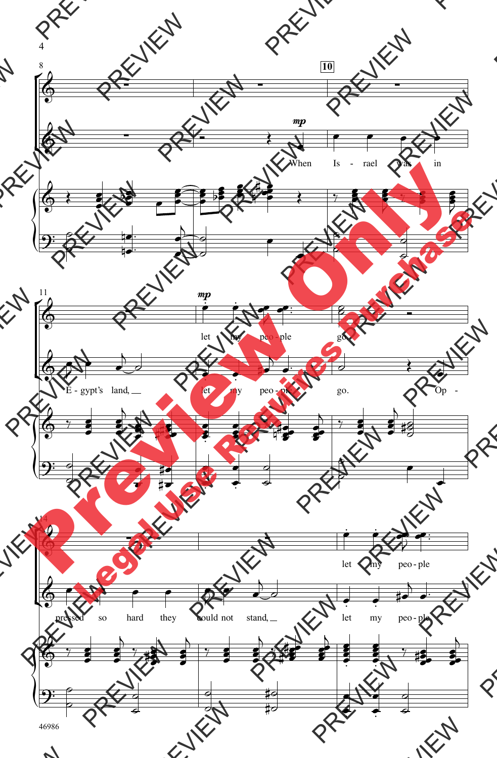mp

When Is - rael was in

E - gypt's land, let my peo - ple go.

let my peo - ple go. Op -

pressed so hard they could not stand, let my peo - ple

let my peo - ple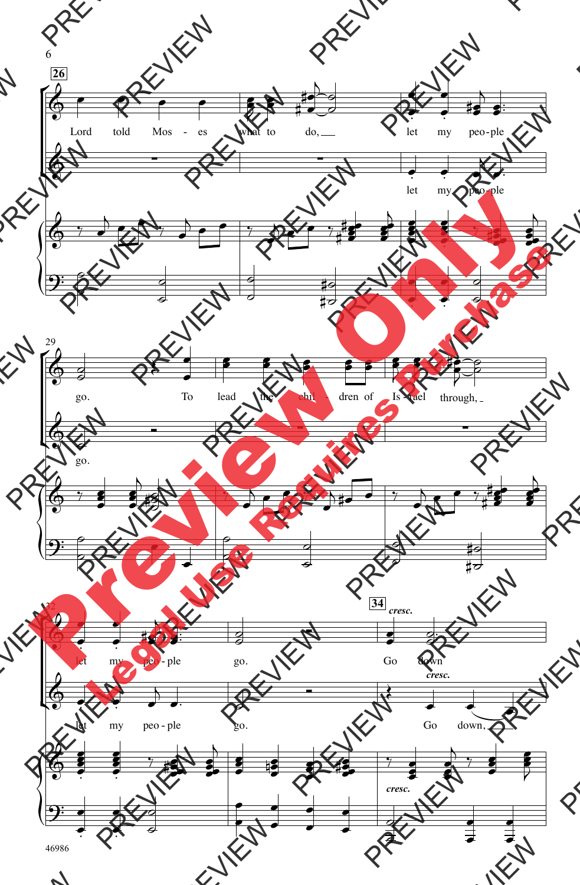**26**

Lord told Mos - es what to do, let my peo - ple

let my peo - ple

29

go. To lead the chil - dren of Is - rael through,

go.

32

**34** *cresc.*

let my peo - ple go. Go down

*cresc.*

let my peo - ple go. Go down,

*cresc.*

46986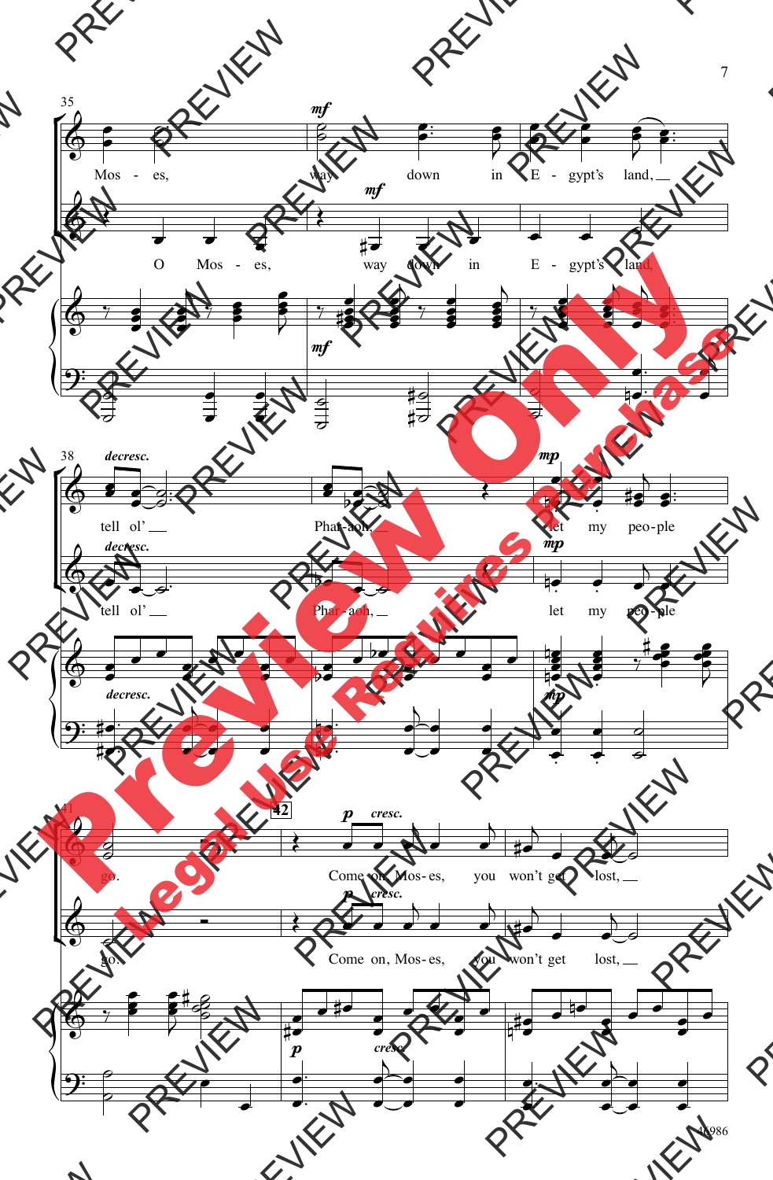35

Mos - es, way down in E - gypt's land,

O Mos - es, way down in E - gypt's land,

38 *decresc.*

tell ol' Phar - aoh, let my peo - ple

41

go.

42

Come on, Mos - es, you won't get lost,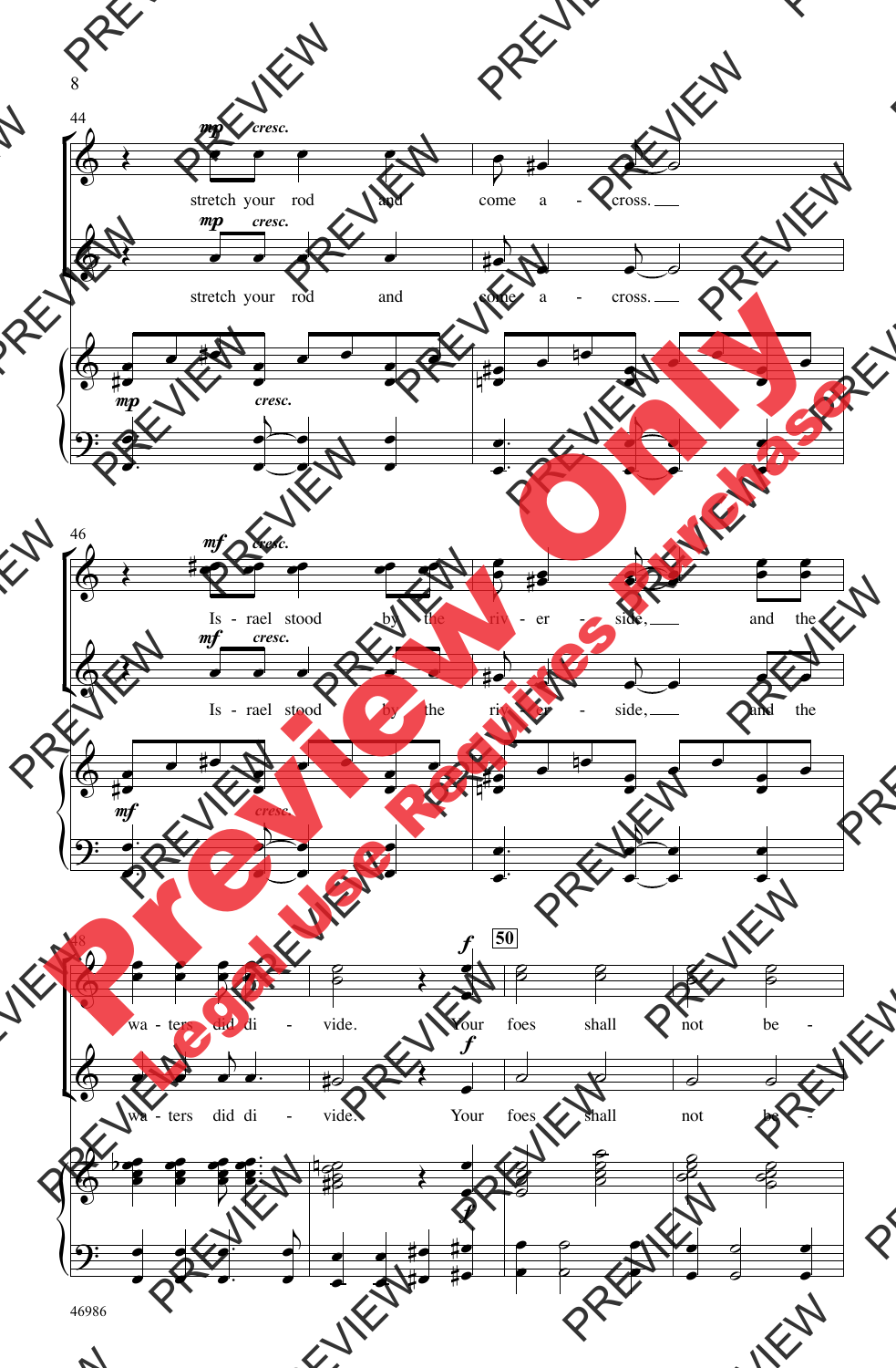stretch your rod and come a - cross.

stretch your rod and come a - cross.

Is - rael stood by the riv - er - side, and the

Is - rael stood by the riv - er - side, and the

wa - ters did di - vide. Your foes shall not be -

wa - ters did di - vide. Your foes shall not be -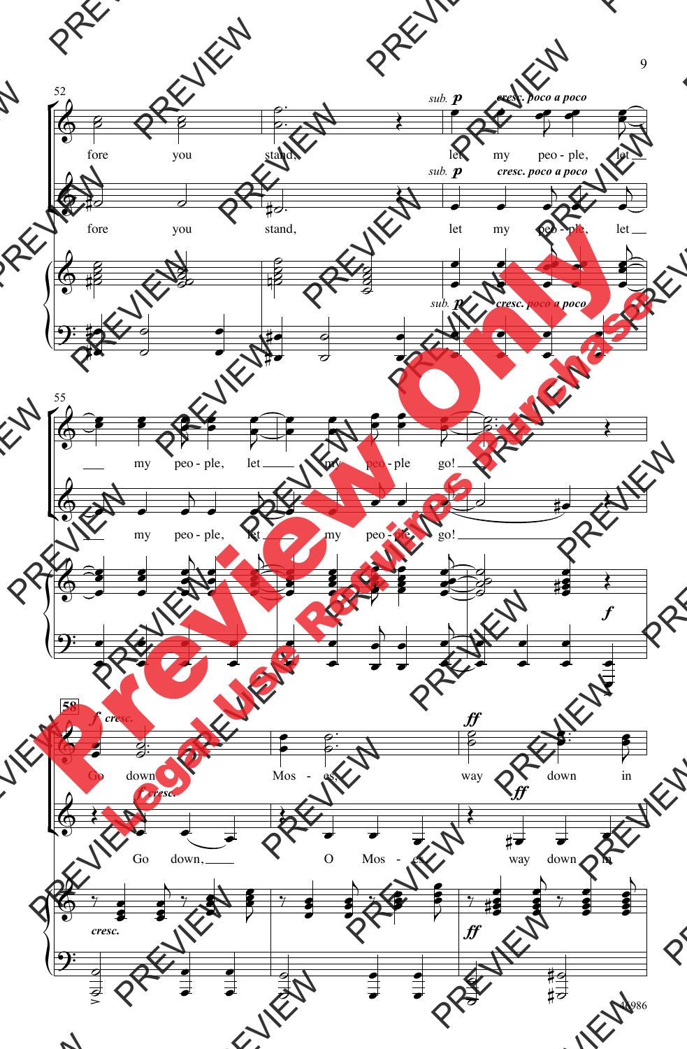fore you stand, let my peo - ple, let my peo - ple, let my peo - ple go!

fore you stand, let my peo - ple, let my peo - ple, let my peo - ple go!

Go down Mos - es, way down in

Go down, O Mos - es, way down in